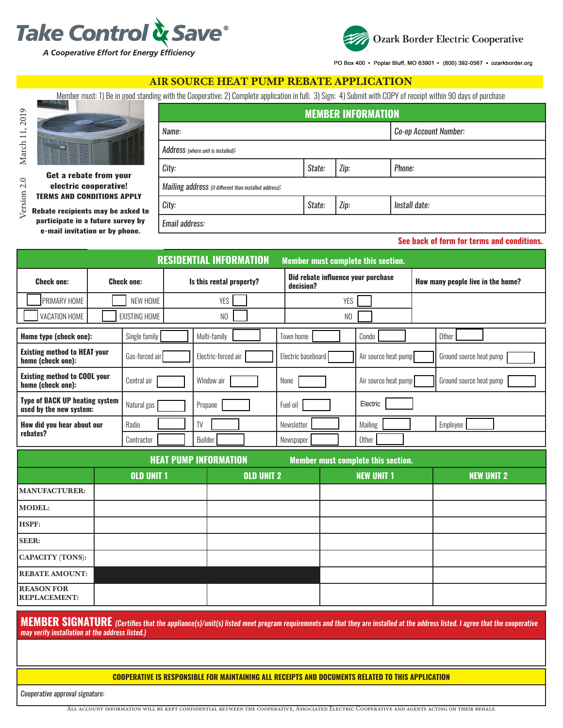# Take Control & Save®

*A Cooperative Effort for Energy Efficiency*

**Ozark Border Electric Cooperative**

PO Box 400 • Poplar Bluff, MO 63901 • (800) 392-0567 • ozarkborder.org

## AIR SOURCE HEAT PUMP REBATE APPLICATION

Member must: 1) Be in good standing with the Cooperative; 2) Complete application in full; 3) Sign; 4) Submit with COPY of receipt within 90 days of purchase

March 11, 2019 Version 2.0

**Get a rebate from your electric cooperative!**
**TERMS AND CONDITIONS APPLY**

**Rebate recipients may be asked to participate in a future survey by e-mail invitation or by phone.**

### MEMBER INFORMATION

| | | | |
|---|---|---|---|
| *Name:* | | | *Co-op Account Number:* |
| *Address (where unit is installed):* | | | |
| *City:* | *State:* | *Zip:* | *Phone:* |
| *Mailing address (if different than installed address):* | | | |
| *City:* | *State:* | *Zip:* | *Install date:* |
| *Email address:* | | | |

**See back of form for terms and conditions.**

### RESIDENTIAL INFORMATION — Member must complete this section.

| Check one: | Check one: | Is this rental property? | Did rebate influence your purchase decision? | How many people live in the home? |
|---|---|---|---|---|
| ☐ PRIMARY HOME | ☐ NEW HOME | YES ☐ | YES ☐ | |
| ☐ VACATION HOME | ☐ EXISTING HOME | NO ☐ | NO ☐ | |

| | | | | | |
|---|---|---|---|---|---|
| **Home type (check one):** | Single family ☐ | Multi-family ☐ | Town home ☐ | Condo ☐ | Other ☐ |
| **Existing method to HEAT your home (check one):** | Gas-forced air ☐ | Electric-forced air ☐ | Electric baseboard ☐ | Air source heat pump ☐ | Ground source heat pump ☐ |
| **Existing method to COOL your home (check one):** | Central air ☐ | WIndow air ☐ | None ☐ | Air source heat pump ☐ | Ground source heat pump ☐ |
| **Type of BACK UP heating system used by the new system:** | Natural gas ☐ | Propane ☐ | Fuel oil ☐ | Electric ☐ | |
| **How did you hear about our rebates?** | Radio ☐ | TV ☐ | Newsletter ☐ | Mailing ☐ | Employee ☐ |
| | Contractor ☐ | Builder ☐ | Newspaper ☐ | Other ☐ | |

### HEAT PUMP INFORMATION — Member must complete this section.

| | OLD UNIT 1 | OLD UNIT 2 | NEW UNIT 1 | NEW UNIT 2 |
|---|---|---|---|---|
| **MANUFACTURER:** | | | | |
| **MODEL:** | | | | |
| **HSPF:** | | | | |
| **SEER:** | | | | |
| **CAPACITY (TONS):** | | | | |
| **REBATE AMOUNT:** | | | | |
| **REASON FOR REPLACEMENT:** | | | | |

**MEMBER SIGNATURE** *(Certifies that the appliance(s)/unit(s) listed meet program requirements and that they are installed at the address listed. I agree that the cooperative may verify installation at the address listed.)*

**COOPERATIVE IS RESPONSIBLE FOR MAINTAINING ALL RECEIPTS AND DOCUMENTS RELATED TO THIS APPLICATION**

*Cooperative approval signature:*

All account information will be kept confidential between the cooperative, Associated Electric Cooperative and agents acting on their behalf.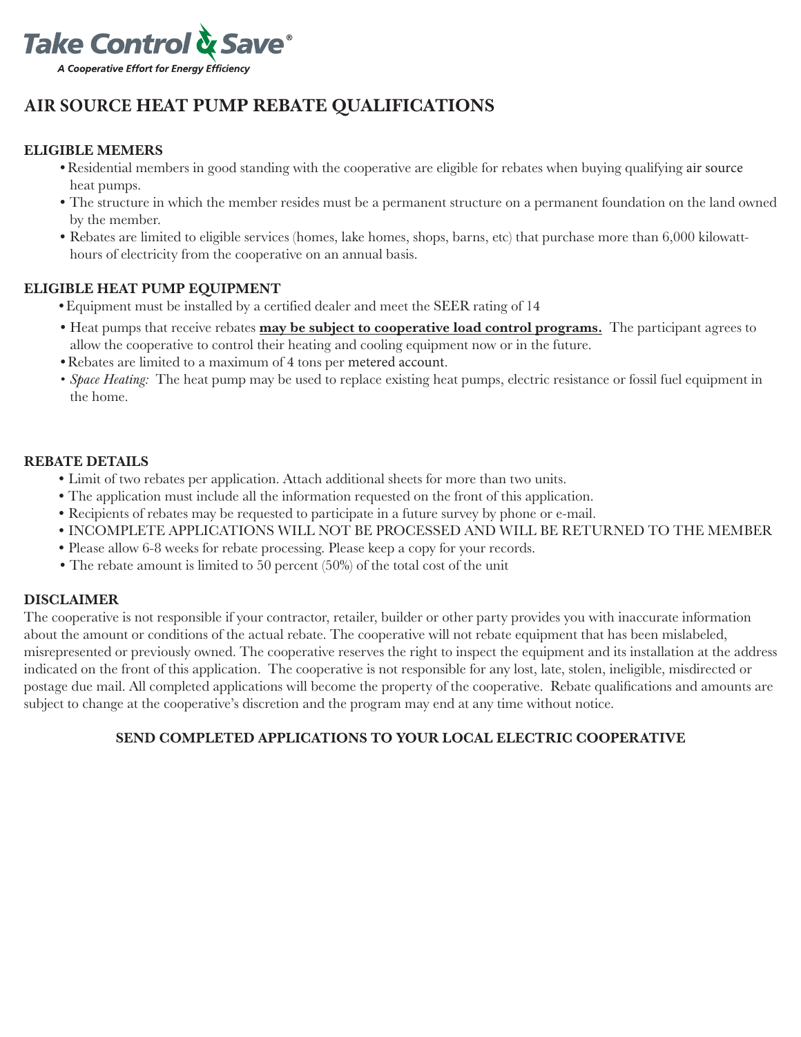**Take Control & Save®**

*A Cooperative Effort for Energy Efficiency*

# AIR SOURCE HEAT PUMP REBATE QUALIFICATIONS

## ELIGIBLE MEMERS

- Residential members in good standing with the cooperative are eligible for rebates when buying qualifying air source heat pumps.
- The structure in which the member resides must be a permanent structure on a permanent foundation on the land owned by the member.
- Rebates are limited to eligible services (homes, lake homes, shops, barns, etc) that purchase more than 6,000 kilowatt-hours of electricity from the cooperative on an annual basis.

## ELIGIBLE HEAT PUMP EQUIPMENT

- Equipment must be installed by a certified dealer and meet the SEER rating of 14
- Heat pumps that receive rebates <u>**may be subject to cooperative load control programs.**</u> The participant agrees to allow the cooperative to control their heating and cooling equipment now or in the future.
- Rebates are limited to a maximum of 4 tons per metered account.
- *Space Heating:* The heat pump may be used to replace existing heat pumps, electric resistance or fossil fuel equipment in the home.

## REBATE DETAILS

- Limit of two rebates per application. Attach additional sheets for more than two units.
- The application must include all the information requested on the front of this application.
- Recipients of rebates may be requested to participate in a future survey by phone or e-mail.
- INCOMPLETE APPLICATIONS WILL NOT BE PROCESSED AND WILL BE RETURNED TO THE MEMBER
- Please allow 6-8 weeks for rebate processing. Please keep a copy for your records.
- The rebate amount is limited to 50 percent (50%) of the total cost of the unit

## DISCLAIMER

The cooperative is not responsible if your contractor, retailer, builder or other party provides you with inaccurate information about the amount or conditions of the actual rebate. The cooperative will not rebate equipment that has been mislabeled, misrepresented or previously owned. The cooperative reserves the right to inspect the equipment and its installation at the address indicated on the front of this application. The cooperative is not responsible for any lost, late, stolen, ineligible, misdirected or postage due mail. All completed applications will become the property of the cooperative. Rebate qualifications and amounts are subject to change at the cooperative's discretion and the program may end at any time without notice.

**SEND COMPLETED APPLICATIONS TO YOUR LOCAL ELECTRIC COOPERATIVE**